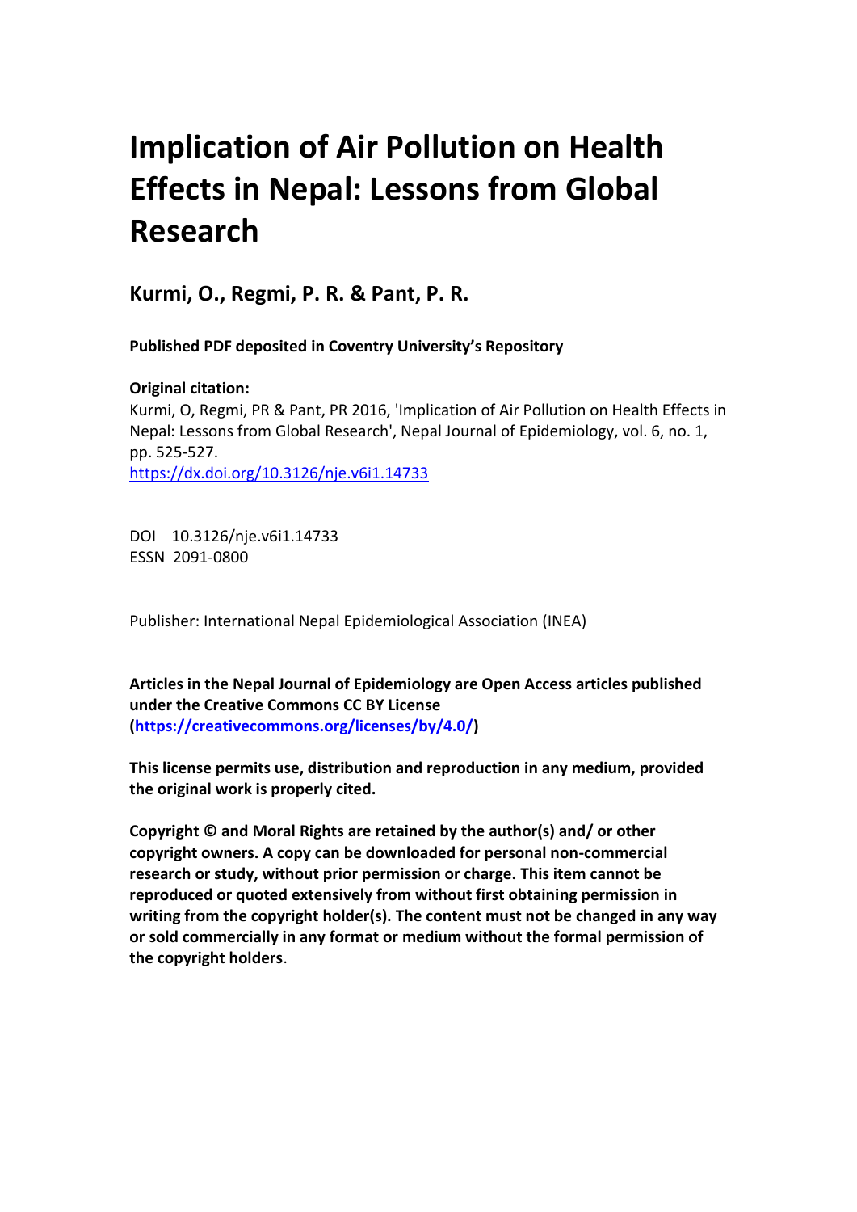# Implication of Air Pollution on Health Effects in Nepal: Lessons from Global Research

**Kurmi, O., Regmi, P. R. & Pant, P. R.**

**Published PDF deposited in Coventry University's Repository**

**Original citation:**

Kurmi, O, Regmi, PR & Pant, PR 2016, 'Implication of Air Pollution on Health Effects in Nepal: Lessons from Global Research', Nepal Journal of Epidemiology, vol. 6, no. 1, pp. 525-527.

https://dx.doi.org/10.3126/nje.v6i1.14733

DOI 10.3126/nje.v6i1.14733

ESSN 2091-0800

Publisher: International Nepal Epidemiological Association (INEA)

**Articles in the Nepal Journal of Epidemiology are Open Access articles published under the Creative Commons CC BY License (https://creativecommons.org/licenses/by/4.0/)**

**This license permits use, distribution and reproduction in any medium, provided the original work is properly cited.**

**Copyright © and Moral Rights are retained by the author(s) and/ or other copyright owners. A copy can be downloaded for personal non-commercial research or study, without prior permission or charge. This item cannot be reproduced or quoted extensively from without first obtaining permission in writing from the copyright holder(s). The content must not be changed in any way or sold commercially in any format or medium without the formal permission of the copyright holders**.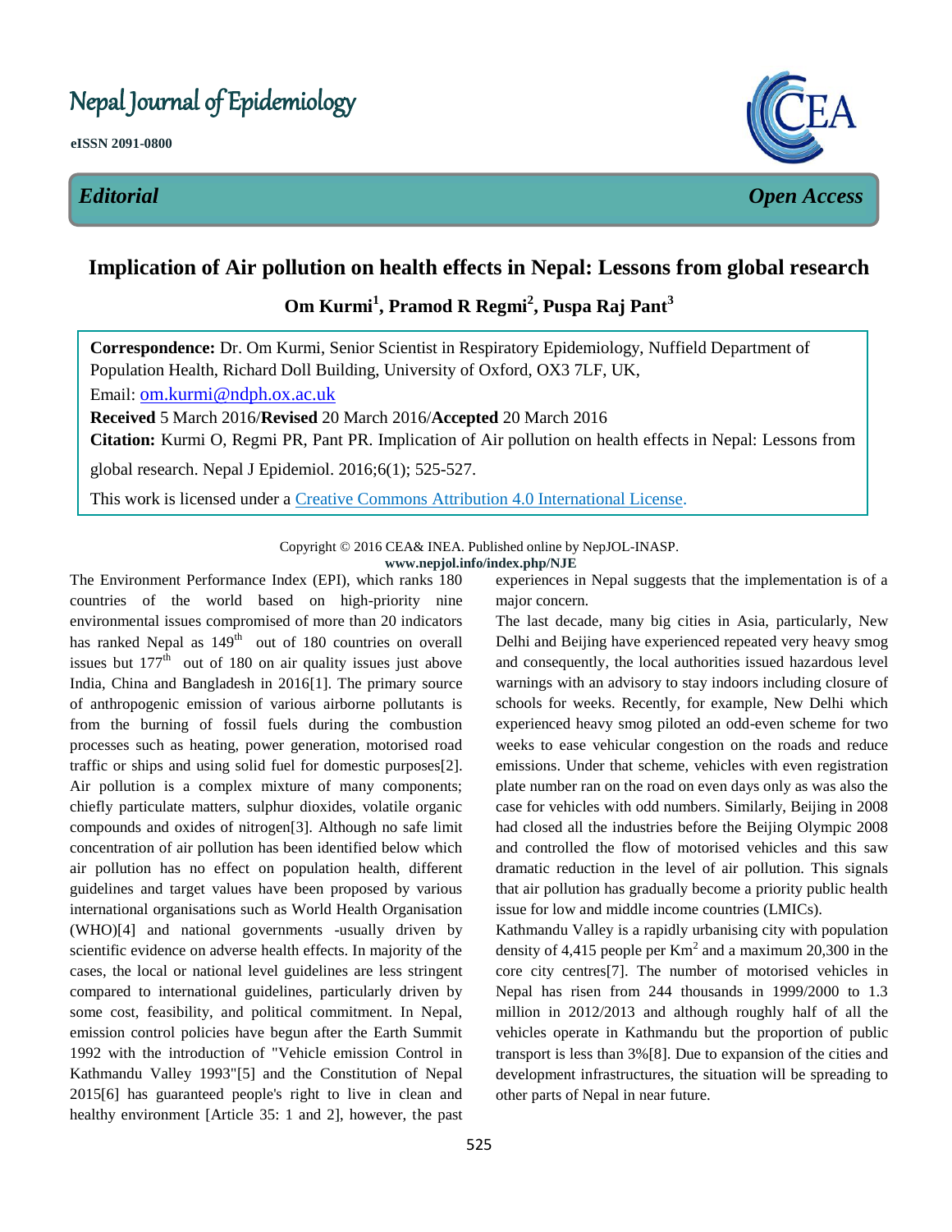# Nepal Journal of Epidemiology

**eISSN 2091-0800**

*Editorial* *Open Access*

## Implication of Air pollution on health effects in Nepal: Lessons from global research

**Om Kurmi[1], Pramod R Regmi[2], Puspa Raj Pant[3]**

**Correspondence:** Dr. Om Kurmi, Senior Scientist in Respiratory Epidemiology, Nuffield Department of Population Health, Richard Doll Building, University of Oxford, OX3 7LF, UK,
Email: om.kurmi@ndph.ox.ac.uk

**Received** 5 March 2016/**Revised** 20 March 2016/**Accepted** 20 March 2016

**Citation:** Kurmi O, Regmi PR, Pant PR. Implication of Air pollution on health effects in Nepal: Lessons from global research. Nepal J Epidemiol. 2016;6(1); 525-527.

This work is licensed under a Creative Commons Attribution 4.0 International License.

Copyright © 2016 CEA& INEA. Published online by NepJOL-INASP.
**www.nepjol.info/index.php/NJE**

The Environment Performance Index (EPI), which ranks 180 countries of the world based on high-priority nine environmental issues compromised of more than 20 indicators has ranked Nepal as 149th out of 180 countries on overall issues but 177th out of 180 on air quality issues just above India, China and Bangladesh in 2016[1]. The primary source of anthropogenic emission of various airborne pollutants is from the burning of fossil fuels during the combustion processes such as heating, power generation, motorised road traffic or ships and using solid fuel for domestic purposes[2]. Air pollution is a complex mixture of many components; chiefly particulate matters, sulphur dioxides, volatile organic compounds and oxides of nitrogen[3]. Although no safe limit concentration of air pollution has been identified below which air pollution has no effect on population health, different guidelines and target values have been proposed by various international organisations such as World Health Organisation (WHO)[4] and national governments -usually driven by scientific evidence on adverse health effects. In majority of the cases, the local or national level guidelines are less stringent compared to international guidelines, particularly driven by some cost, feasibility, and political commitment. In Nepal, emission control policies have begun after the Earth Summit 1992 with the introduction of "Vehicle emission Control in Kathmandu Valley 1993"[5] and the Constitution of Nepal 2015[6] has guaranteed people's right to live in clean and healthy environment [Article 35: 1 and 2], however, the past experiences in Nepal suggests that the implementation is of a major concern.

The last decade, many big cities in Asia, particularly, New Delhi and Beijing have experienced repeated very heavy smog and consequently, the local authorities issued hazardous level warnings with an advisory to stay indoors including closure of schools for weeks. Recently, for example, New Delhi which experienced heavy smog piloted an odd-even scheme for two weeks to ease vehicular congestion on the roads and reduce emissions. Under that scheme, vehicles with even registration plate number ran on the road on even days only as was also the case for vehicles with odd numbers. Similarly, Beijing in 2008 had closed all the industries before the Beijing Olympic 2008 and controlled the flow of motorised vehicles and this saw dramatic reduction in the level of air pollution. This signals that air pollution has gradually become a priority public health issue for low and middle income countries (LMICs).

Kathmandu Valley is a rapidly urbanising city with population density of 4,415 people per $Km^2$ and a maximum 20,300 in the core city centres[7]. The number of motorised vehicles in Nepal has risen from 244 thousands in 1999/2000 to 1.3 million in 2012/2013 and although roughly half of all the vehicles operate in Kathmandu but the proportion of public transport is less than 3%[8]. Due to expansion of the cities and development infrastructures, the situation will be spreading to other parts of Nepal in near future.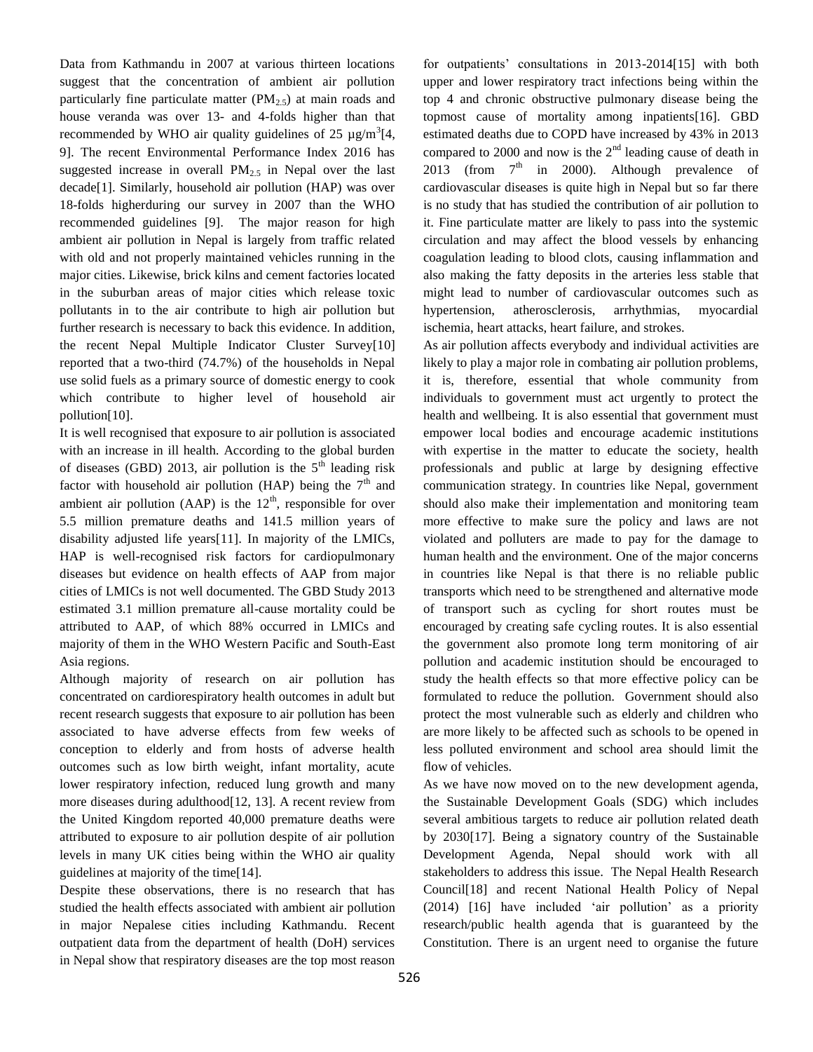Data from Kathmandu in 2007 at various thirteen locations suggest that the concentration of ambient air pollution particularly fine particulate matter ($PM_{2.5}$) at main roads and house veranda was over 13- and 4-folds higher than that recommended by WHO air quality guidelines of 25 µg/m$^3$[4, 9]. The recent Environmental Performance Index 2016 has suggested increase in overall $PM_{2.5}$ in Nepal over the last decade[1]. Similarly, household air pollution (HAP) was over 18-folds higherduring our survey in 2007 than the WHO recommended guidelines [9]. The major reason for high ambient air pollution in Nepal is largely from traffic related with old and not properly maintained vehicles running in the major cities. Likewise, brick kilns and cement factories located in the suburban areas of major cities which release toxic pollutants in to the air contribute to high air pollution but further research is necessary to back this evidence. In addition, the recent Nepal Multiple Indicator Cluster Survey[10] reported that a two-third (74.7%) of the households in Nepal use solid fuels as a primary source of domestic energy to cook which contribute to higher level of household air pollution[10].

It is well recognised that exposure to air pollution is associated with an increase in ill health. According to the global burden of diseases (GBD) 2013, air pollution is the 5$^{th}$ leading risk factor with household air pollution (HAP) being the 7$^{th}$ and ambient air pollution (AAP) is the 12$^{th}$, responsible for over 5.5 million premature deaths and 141.5 million years of disability adjusted life years[11]. In majority of the LMICs, HAP is well-recognised risk factors for cardiopulmonary diseases but evidence on health effects of AAP from major cities of LMICs is not well documented. The GBD Study 2013 estimated 3.1 million premature all-cause mortality could be attributed to AAP, of which 88% occurred in LMICs and majority of them in the WHO Western Pacific and South-East Asia regions.

Although majority of research on air pollution has concentrated on cardiorespiratory health outcomes in adult but recent research suggests that exposure to air pollution has been associated to have adverse effects from few weeks of conception to elderly and from hosts of adverse health outcomes such as low birth weight, infant mortality, acute lower respiratory infection, reduced lung growth and many more diseases during adulthood[12, 13]. A recent review from the United Kingdom reported 40,000 premature deaths were attributed to exposure to air pollution despite of air pollution levels in many UK cities being within the WHO air quality guidelines at majority of the time[14].

Despite these observations, there is no research that has studied the health effects associated with ambient air pollution in major Nepalese cities including Kathmandu. Recent outpatient data from the department of health (DoH) services in Nepal show that respiratory diseases are the top most reason for outpatients' consultations in 2013-2014[15] with both upper and lower respiratory tract infections being within the top 4 and chronic obstructive pulmonary disease being the topmost cause of mortality among inpatients[16]. GBD estimated deaths due to COPD have increased by 43% in 2013 compared to 2000 and now is the 2$^{nd}$ leading cause of death in 2013 (from 7$^{th}$ in 2000). Although prevalence of cardiovascular diseases is quite high in Nepal but so far there is no study that has studied the contribution of air pollution to it. Fine particulate matter are likely to pass into the systemic circulation and may affect the blood vessels by enhancing coagulation leading to blood clots, causing inflammation and also making the fatty deposits in the arteries less stable that might lead to number of cardiovascular outcomes such as hypertension, atherosclerosis, arrhythmias, myocardial ischemia, heart attacks, heart failure, and strokes.

As air pollution affects everybody and individual activities are likely to play a major role in combating air pollution problems, it is, therefore, essential that whole community from individuals to government must act urgently to protect the health and wellbeing. It is also essential that government must empower local bodies and encourage academic institutions with expertise in the matter to educate the society, health professionals and public at large by designing effective communication strategy. In countries like Nepal, government should also make their implementation and monitoring team more effective to make sure the policy and laws are not violated and polluters are made to pay for the damage to human health and the environment. One of the major concerns in countries like Nepal is that there is no reliable public transports which need to be strengthened and alternative mode of transport such as cycling for short routes must be encouraged by creating safe cycling routes. It is also essential the government also promote long term monitoring of air pollution and academic institution should be encouraged to study the health effects so that more effective policy can be formulated to reduce the pollution. Government should also protect the most vulnerable such as elderly and children who are more likely to be affected such as schools to be opened in less polluted environment and school area should limit the flow of vehicles.

As we have now moved on to the new development agenda, the Sustainable Development Goals (SDG) which includes several ambitious targets to reduce air pollution related death by 2030[17]. Being a signatory country of the Sustainable Development Agenda, Nepal should work with all stakeholders to address this issue. The Nepal Health Research Council[18] and recent National Health Policy of Nepal (2014) [16] have included 'air pollution' as a priority research/public health agenda that is guaranteed by the Constitution. There is an urgent need to organise the future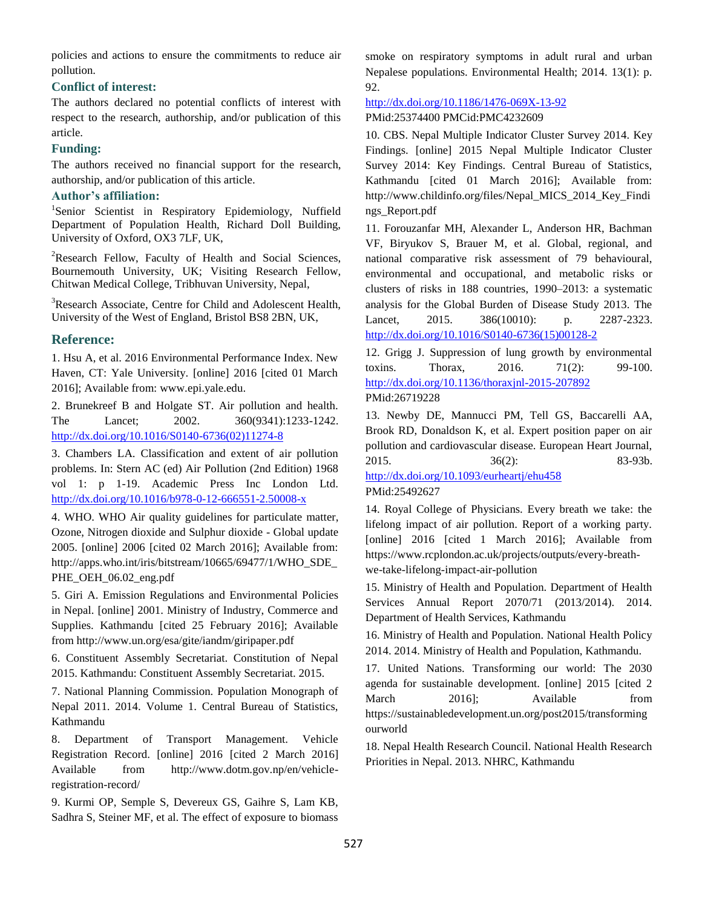policies and actions to ensure the commitments to reduce air pollution.

### Conflict of interest:

The authors declared no potential conflicts of interest with respect to the research, authorship, and/or publication of this article.

### Funding:

The authors received no financial support for the research, authorship, and/or publication of this article.

### Author's affiliation:

[1]Senior Scientist in Respiratory Epidemiology, Nuffield Department of Population Health, Richard Doll Building, University of Oxford, OX3 7LF, UK,

[2]Research Fellow, Faculty of Health and Social Sciences, Bournemouth University, UK; Visiting Research Fellow, Chitwan Medical College, Tribhuvan University, Nepal,

[3]Research Associate, Centre for Child and Adolescent Health, University of the West of England, Bristol BS8 2BN, UK,

## Reference:

1. Hsu A, et al. 2016 Environmental Performance Index. New Haven, CT: Yale University. [online] 2016 [cited 01 March 2016]; Available from: www.epi.yale.edu.

2. Brunekreef B and Holgate ST. Air pollution and health. The Lancet; 2002. 360(9341):1233-1242. http://dx.doi.org/10.1016/S0140-6736(02)11274-8

3. Chambers LA. Classification and extent of air pollution problems. In: Stern AC (ed) Air Pollution (2nd Edition) 1968 vol 1: p 1-19. Academic Press Inc London Ltd. http://dx.doi.org/10.1016/b978-0-12-666551-2.50008-x

4. WHO. WHO Air quality guidelines for particulate matter, Ozone, Nitrogen dioxide and Sulphur dioxide - Global update 2005. [online] 2006 [cited 02 March 2016]; Available from: http://apps.who.int/iris/bitstream/10665/69477/1/WHO_SDE_PHE_OEH_06.02_eng.pdf

5. Giri A. Emission Regulations and Environmental Policies in Nepal. [online] 2001. Ministry of Industry, Commerce and Supplies. Kathmandu [cited 25 February 2016]; Available from http://www.un.org/esa/gite/iandm/giripaper.pdf

6. Constituent Assembly Secretariat. Constitution of Nepal 2015. Kathmandu: Constituent Assembly Secretariat. 2015.

7. National Planning Commission. Population Monograph of Nepal 2011. 2014. Volume 1. Central Bureau of Statistics, Kathmandu

8. Department of Transport Management. Vehicle Registration Record. [online] 2016 [cited 2 March 2016] Available from http://www.dotm.gov.np/en/vehicle-registration-record/

9. Kurmi OP, Semple S, Devereux GS, Gaihre S, Lam KB, Sadhra S, Steiner MF, et al. The effect of exposure to biomass smoke on respiratory symptoms in adult rural and urban Nepalese populations. Environmental Health; 2014. 13(1): p. 92. http://dx.doi.org/10.1186/1476-069X-13-92 PMid:25374400 PMCid:PMC4232609

10. CBS. Nepal Multiple Indicator Cluster Survey 2014. Key Findings. [online] 2015 Nepal Multiple Indicator Cluster Survey 2014: Key Findings. Central Bureau of Statistics, Kathmandu [cited 01 March 2016]; Available from: http://www.childinfo.org/files/Nepal_MICS_2014_Key_Findings_Report.pdf

11. Forouzanfar MH, Alexander L, Anderson HR, Bachman VF, Biryukov S, Brauer M, et al. Global, regional, and national comparative risk assessment of 79 behavioural, environmental and occupational, and metabolic risks or clusters of risks in 188 countries, 1990–2013: a systematic analysis for the Global Burden of Disease Study 2013. The Lancet, 2015. 386(10010): p. 2287-2323. http://dx.doi.org/10.1016/S0140-6736(15)00128-2

12. Grigg J. Suppression of lung growth by environmental toxins. Thorax, 2016. 71(2): 99-100. http://dx.doi.org/10.1136/thoraxjnl-2015-207892 PMid:26719228

13. Newby DE, Mannucci PM, Tell GS, Baccarelli AA, Brook RD, Donaldson K, et al. Expert position paper on air pollution and cardiovascular disease. European Heart Journal, 2015. 36(2): 83-93b. http://dx.doi.org/10.1093/eurheartj/ehu458 PMid:25492627

14. Royal College of Physicians. Every breath we take: the lifelong impact of air pollution. Report of a working party. [online] 2016 [cited 1 March 2016]; Available from https://www.rcplondon.ac.uk/projects/outputs/every-breath-we-take-lifelong-impact-air-pollution

15. Ministry of Health and Population. Department of Health Services Annual Report 2070/71 (2013/2014). 2014. Department of Health Services, Kathmandu

16. Ministry of Health and Population. National Health Policy 2014. 2014. Ministry of Health and Population, Kathmandu.

17. United Nations. Transforming our world: The 2030 agenda for sustainable development. [online] 2015 [cited 2 March 2016]; Available from https://sustainabledevelopment.un.org/post2015/transformingourworld

18. Nepal Health Research Council. National Health Research Priorities in Nepal. 2013. NHRC, Kathmandu